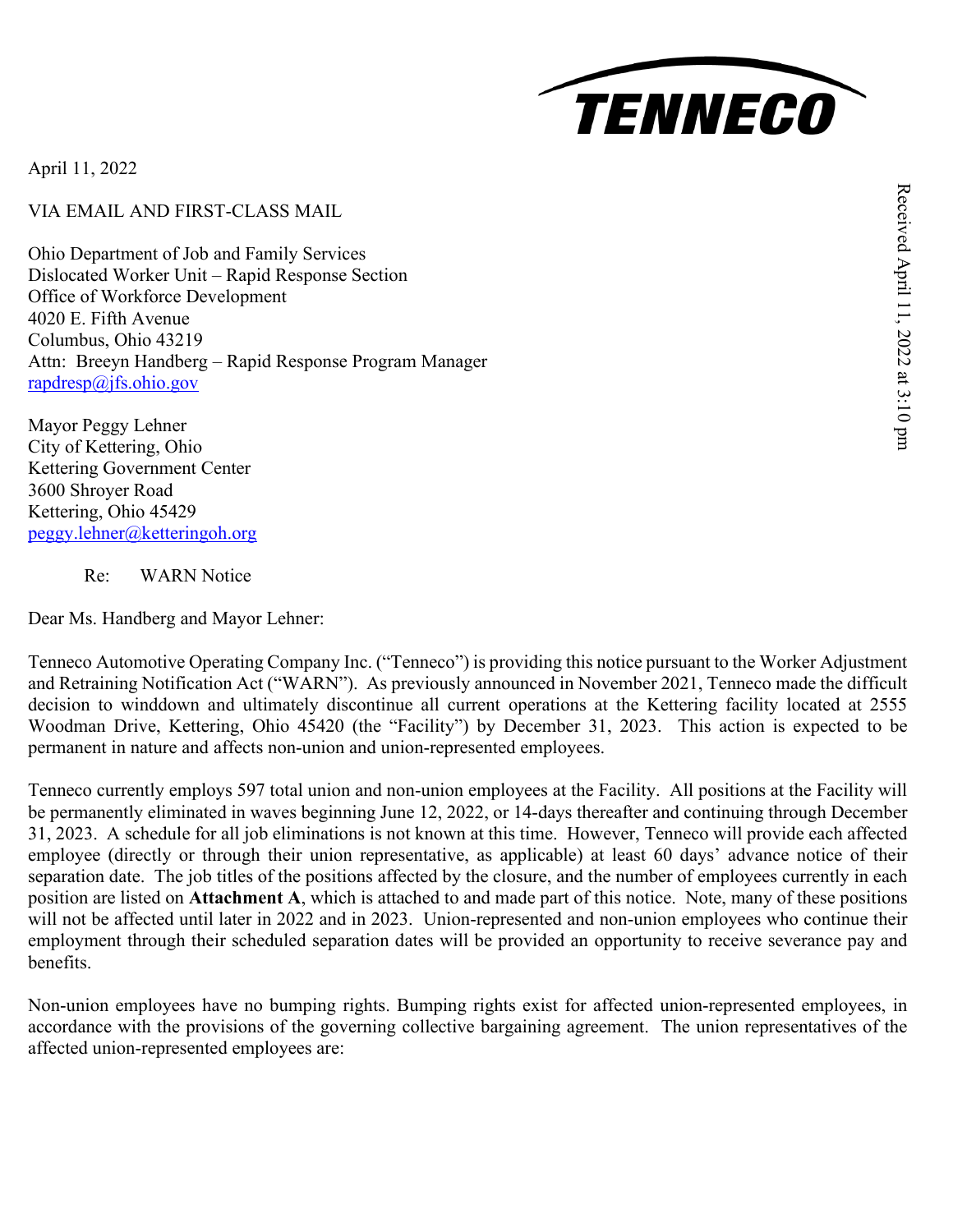TENNECO

April 11, 2022

VIA EMAIL AND FIRST-CLASS MAIL

Ohio Department of Job and Family Services
Dislocated Worker Unit – Rapid Response Section
Office of Workforce Development
4020 E. Fifth Avenue
Columbus, Ohio 43219
Attn: Breeyn Handberg – Rapid Response Program Manager
rapdresp@jfs.ohio.gov

Mayor Peggy Lehner
City of Kettering, Ohio
Kettering Government Center
3600 Shroyer Road
Kettering, Ohio 45429
peggy.lehner@ketteringoh.org

Received April 11, 2022 at 3:10 pm

Re: WARN Notice

Dear Ms. Handberg and Mayor Lehner:

Tenneco Automotive Operating Company Inc. ("Tenneco") is providing this notice pursuant to the Worker Adjustment and Retraining Notification Act ("WARN"). As previously announced in November 2021, Tenneco made the difficult decision to winddown and ultimately discontinue all current operations at the Kettering facility located at 2555 Woodman Drive, Kettering, Ohio 45420 (the "Facility") by December 31, 2023. This action is expected to be permanent in nature and affects non-union and union-represented employees.

Tenneco currently employs 597 total union and non-union employees at the Facility. All positions at the Facility will be permanently eliminated in waves beginning June 12, 2022, or 14-days thereafter and continuing through December 31, 2023. A schedule for all job eliminations is not known at this time. However, Tenneco will provide each affected employee (directly or through their union representative, as applicable) at least 60 days' advance notice of their separation date. The job titles of the positions affected by the closure, and the number of employees currently in each position are listed on **Attachment A**, which is attached to and made part of this notice. Note, many of these positions will not be affected until later in 2022 and in 2023. Union-represented and non-union employees who continue their employment through their scheduled separation dates will be provided an opportunity to receive severance pay and benefits.

Non-union employees have no bumping rights. Bumping rights exist for affected union-represented employees, in accordance with the provisions of the governing collective bargaining agreement. The union representatives of the affected union-represented employees are: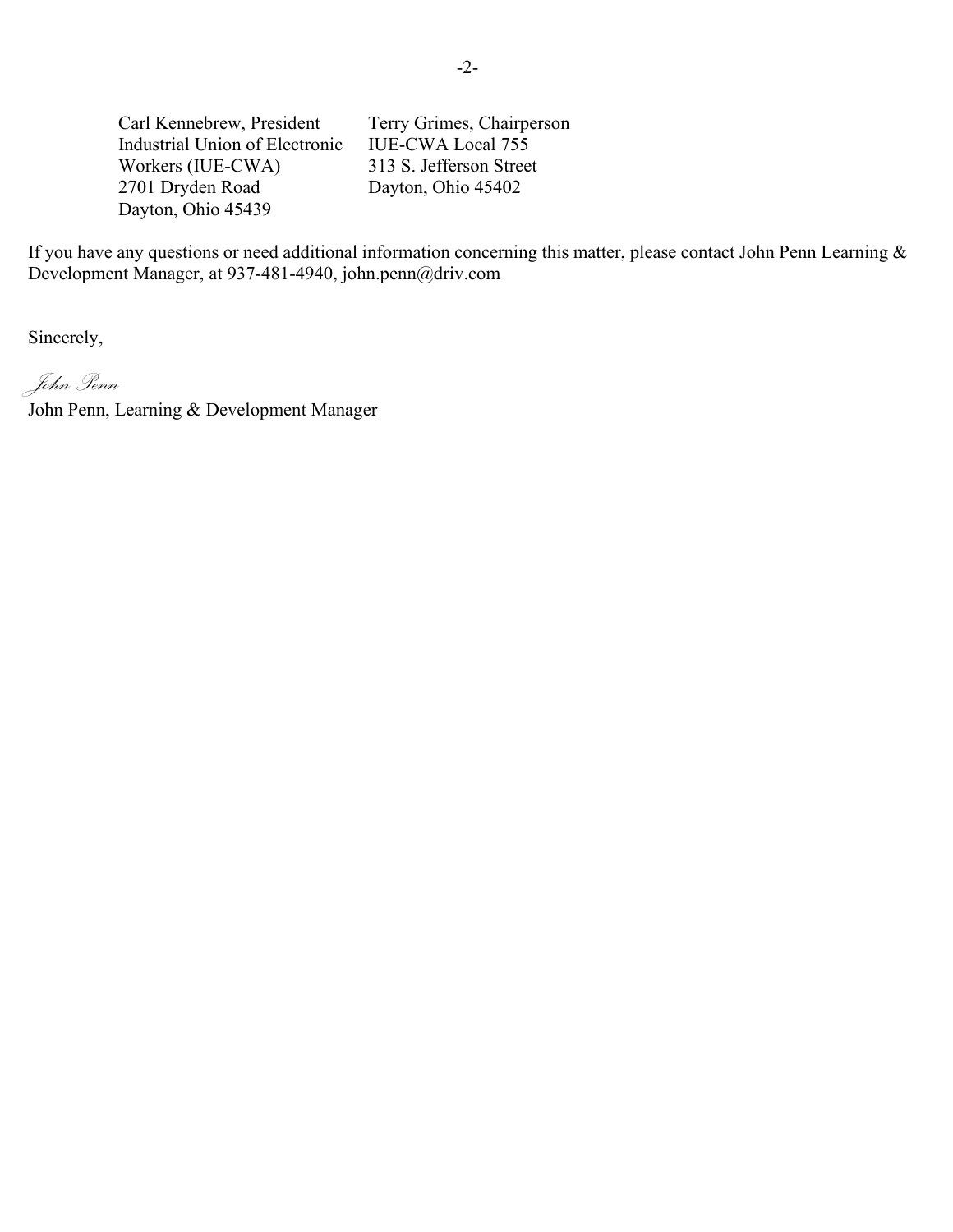Carl Kennebrew, President
Industrial Union of Electronic
Workers (IUE-CWA)
2701 Dryden Road
Dayton, Ohio 45439

Terry Grimes, Chairperson
IUE-CWA Local 755
313 S. Jefferson Street
Dayton, Ohio 45402

If you have any questions or need additional information concerning this matter, please contact John Penn Learning & Development Manager, at 937-481-4940, john.penn@driv.com

Sincerely,

*John Penn*
John Penn, Learning & Development Manager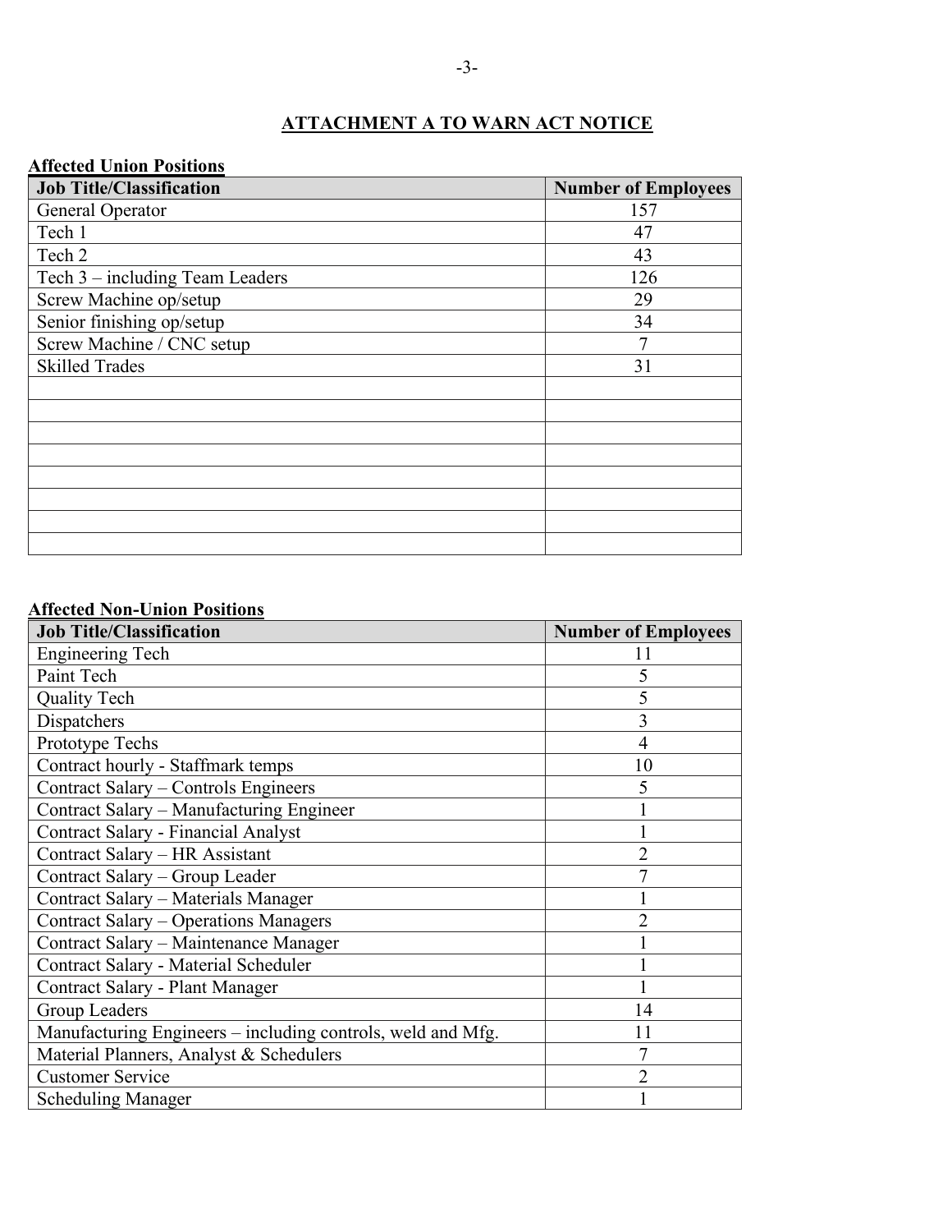## ATTACHMENT A TO WARN ACT NOTICE

**Affected Union Positions**

| Job Title/Classification | Number of Employees |
|---|---|
| General Operator | 157 |
| Tech 1 | 47 |
| Tech 2 | 43 |
| Tech 3 – including Team Leaders | 126 |
| Screw Machine op/setup | 29 |
| Senior finishing op/setup | 34 |
| Screw Machine / CNC setup | 7 |
| Skilled Trades | 31 |
| | |
| | |
| | |
| | |
| | |
| | |
| | |
| | |

**Affected Non-Union Positions**

| Job Title/Classification | Number of Employees |
|---|---|
| Engineering Tech | 11 |
| Paint Tech | 5 |
| Quality Tech | 5 |
| Dispatchers | 3 |
| Prototype Techs | 4 |
| Contract hourly - Staffmark temps | 10 |
| Contract Salary – Controls Engineers | 5 |
| Contract Salary – Manufacturing Engineer | 1 |
| Contract Salary - Financial Analyst | 1 |
| Contract Salary – HR Assistant | 2 |
| Contract Salary – Group Leader | 7 |
| Contract Salary – Materials Manager | 1 |
| Contract Salary – Operations Managers | 2 |
| Contract Salary – Maintenance Manager | 1 |
| Contract Salary - Material Scheduler | 1 |
| Contract Salary - Plant Manager | 1 |
| Group Leaders | 14 |
| Manufacturing Engineers – including controls, weld and Mfg. | 11 |
| Material Planners, Analyst & Schedulers | 7 |
| Customer Service | 2 |
| Scheduling Manager | 1 |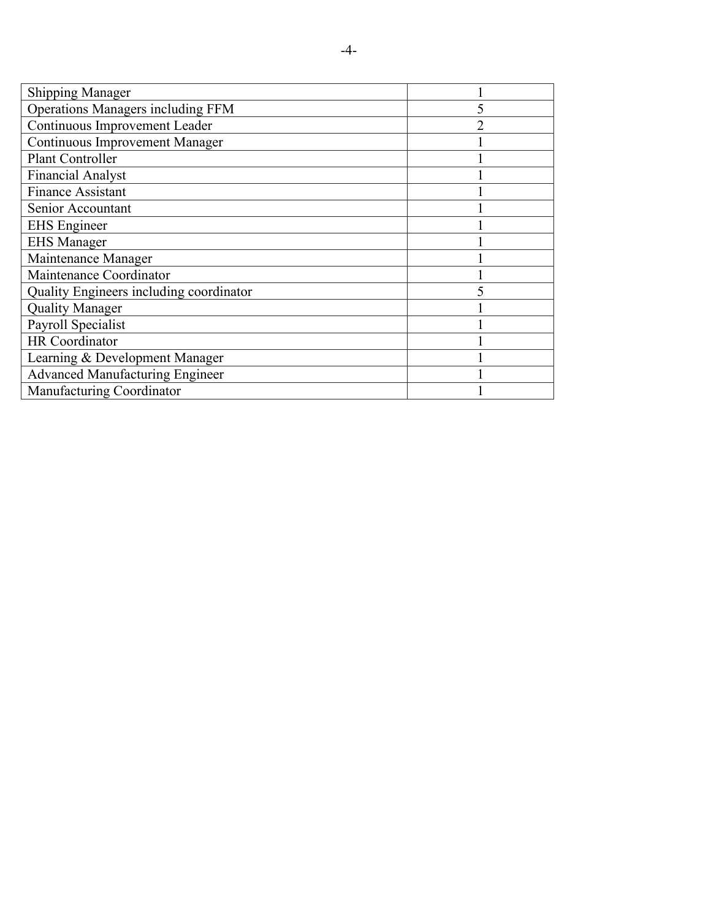| | |
|---|---|
| Shipping Manager | 1 |
| Operations Managers including FFM | 5 |
| Continuous Improvement Leader | 2 |
| Continuous Improvement Manager | 1 |
| Plant Controller | 1 |
| Financial Analyst | 1 |
| Finance Assistant | 1 |
| Senior Accountant | 1 |
| EHS Engineer | 1 |
| EHS Manager | 1 |
| Maintenance Manager | 1 |
| Maintenance Coordinator | 1 |
| Quality Engineers including coordinator | 5 |
| Quality Manager | 1 |
| Payroll Specialist | 1 |
| HR Coordinator | 1 |
| Learning & Development Manager | 1 |
| Advanced Manufacturing Engineer | 1 |
| Manufacturing Coordinator | 1 |